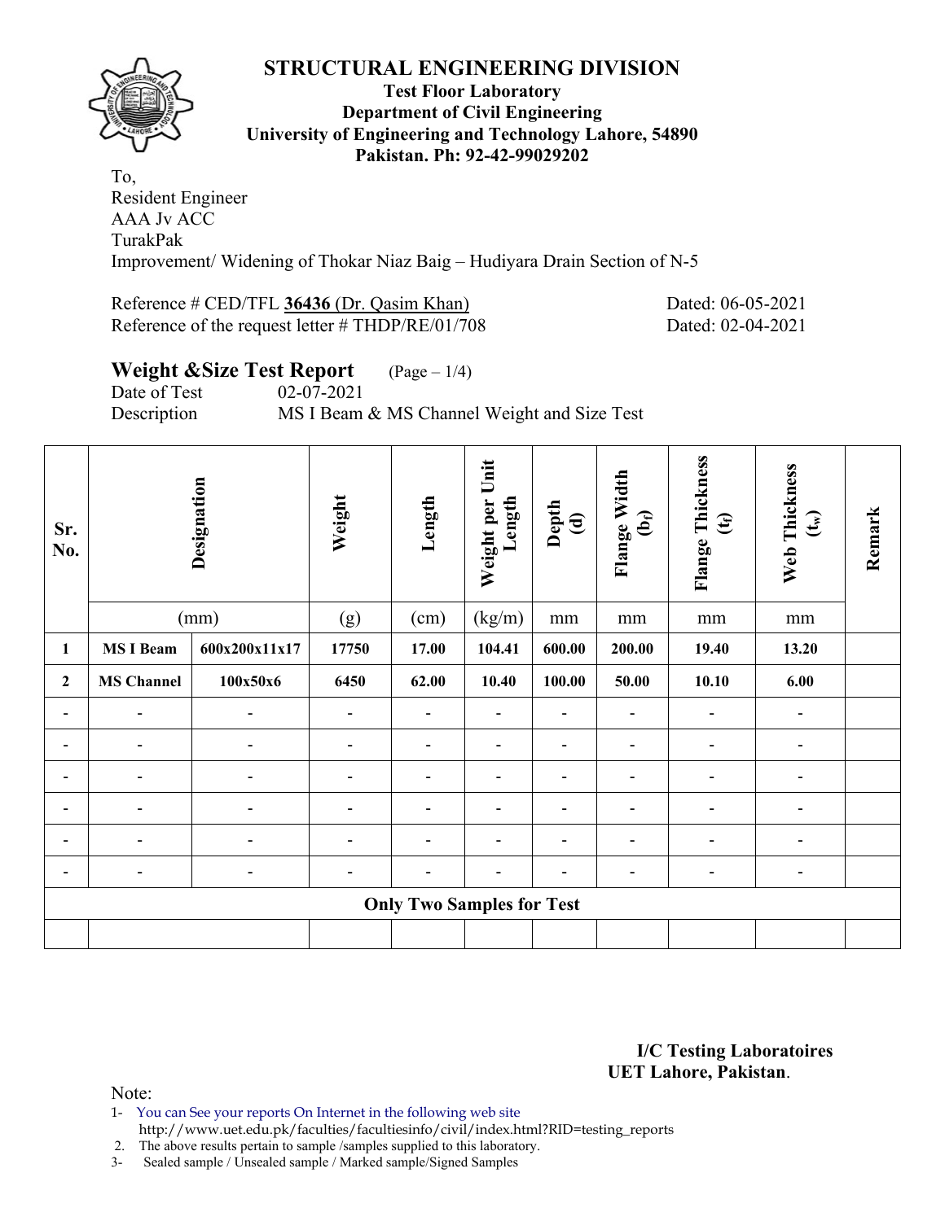# STRUCTURAL ENGINEERING DIVISION

**Test Floor Laboratory**
**Department of Civil Engineering**
**University of Engineering and Technology Lahore, 54890**
**Pakistan. Ph: 92-42-99029202**

To,
Resident Engineer
AAA Jv ACC
TurakPak
Improvement/ Widening of Thokar Niaz Baig – Hudiyara Drain Section of N-5

Reference # CED/TFL **36436** (Dr. Qasim Khan) Dated: 06-05-2021
Reference of the request letter # THDP/RE/01/708 Dated: 02-04-2021

## Weight &Size Test Report (Page – 1/4)

Date of Test 02-07-2021
Description MS I Beam & MS Channel Weight and Size Test

| Sr. No. | Designation | | Weight | Length | Weight per Unit Length | Depth (d) | Flange Width ($b_f$) | Flange Thickness ($t_f$) | Web Thickness ($t_w$) | Remark |
|---|---|---|---|---|---|---|---|---|---|---|
| | (mm) | | (g) | (cm) | (kg/m) | mm | mm | mm | mm | |
| **1** | **MS I Beam** | **600x200x11x17** | **17750** | **17.00** | **104.41** | **600.00** | **200.00** | **19.40** | **13.20** | |
| **2** | **MS Channel** | **100x50x6** | **6450** | **62.00** | **10.40** | **100.00** | **50.00** | **10.10** | **6.00** | |
| - | - | - | - | - | - | - | - | - | - | |
| - | - | - | - | - | - | - | - | - | - | |
| - | - | - | - | - | - | - | - | - | - | |
| - | - | - | - | - | - | - | - | - | - | |
| - | - | - | - | - | - | - | - | - | - | |
| - | - | - | - | - | - | - | - | - | - | |
| **Only Two Samples for Test** | | | | | | | | | | |
| | | | | | | | | | | |

**I/C Testing Laboratoires**
**UET Lahore, Pakistan**.

Note:
1- You can See your reports On Internet in the following web site
http://www.uet.edu.pk/faculties/facultiesinfo/civil/index.html?RID=testing_reports
2. The above results pertain to sample /samples supplied to this laboratory.
3- Sealed sample / Unsealed sample / Marked sample/Signed Samples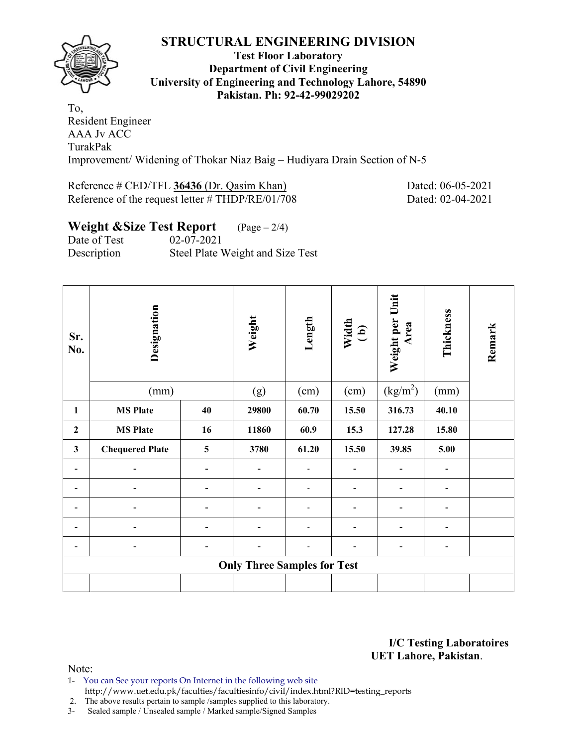# STRUCTURAL ENGINEERING DIVISION

**Test Floor Laboratory**
**Department of Civil Engineering**
**University of Engineering and Technology Lahore, 54890**
**Pakistan. Ph: 92-42-99029202**

To,
Resident Engineer
AAA Jv ACC
TurakPak
Improvement/ Widening of Thokar Niaz Baig – Hudiyara Drain Section of N-5

Reference # CED/TFL **36436** (Dr. Qasim Khan) Dated: 06-05-2021
Reference of the request letter # THDP/RE/01/708 Dated: 02-04-2021

## Weight &Size Test Report (Page – 2/4)

Date of Test 02-07-2021
Description Steel Plate Weight and Size Test

| Sr. No. | Designation | | Weight | Length | Width ( b) | Weight per Unit Area | Thickness | Remark |
|---|---|---|---|---|---|---|---|---|
| | (mm) | | (g) | (cm) | (cm) | (kg/m$^2$) | (mm) | |
| **1** | **MS Plate** | **40** | **29800** | **60.70** | **15.50** | **316.73** | **40.10** | |
| **2** | **MS Plate** | **16** | **11860** | **60.9** | **15.3** | **127.28** | **15.80** | |
| **3** | **Chequered Plate** | **5** | **3780** | **61.20** | **15.50** | **39.85** | **5.00** | |
| - | - | - | - | - | - | - | - | |
| - | - | - | - | - | - | - | - | |
| - | - | - | - | - | - | - | - | |
| - | - | - | - | - | - | - | - | |
| - | - | - | - | - | - | - | - | |
| **Only Three Samples for Test** | | | | | | | | |
| | | | | | | | | |

**I/C Testing Laboratoires**
**UET Lahore, Pakistan**.

Note:
1- You can See your reports On Internet in the following web site
http://www.uet.edu.pk/faculties/facultiesinfo/civil/index.html?RID=testing_reports
2. The above results pertain to sample /samples supplied to this laboratory.
3- Sealed sample / Unsealed sample / Marked sample/Signed Samples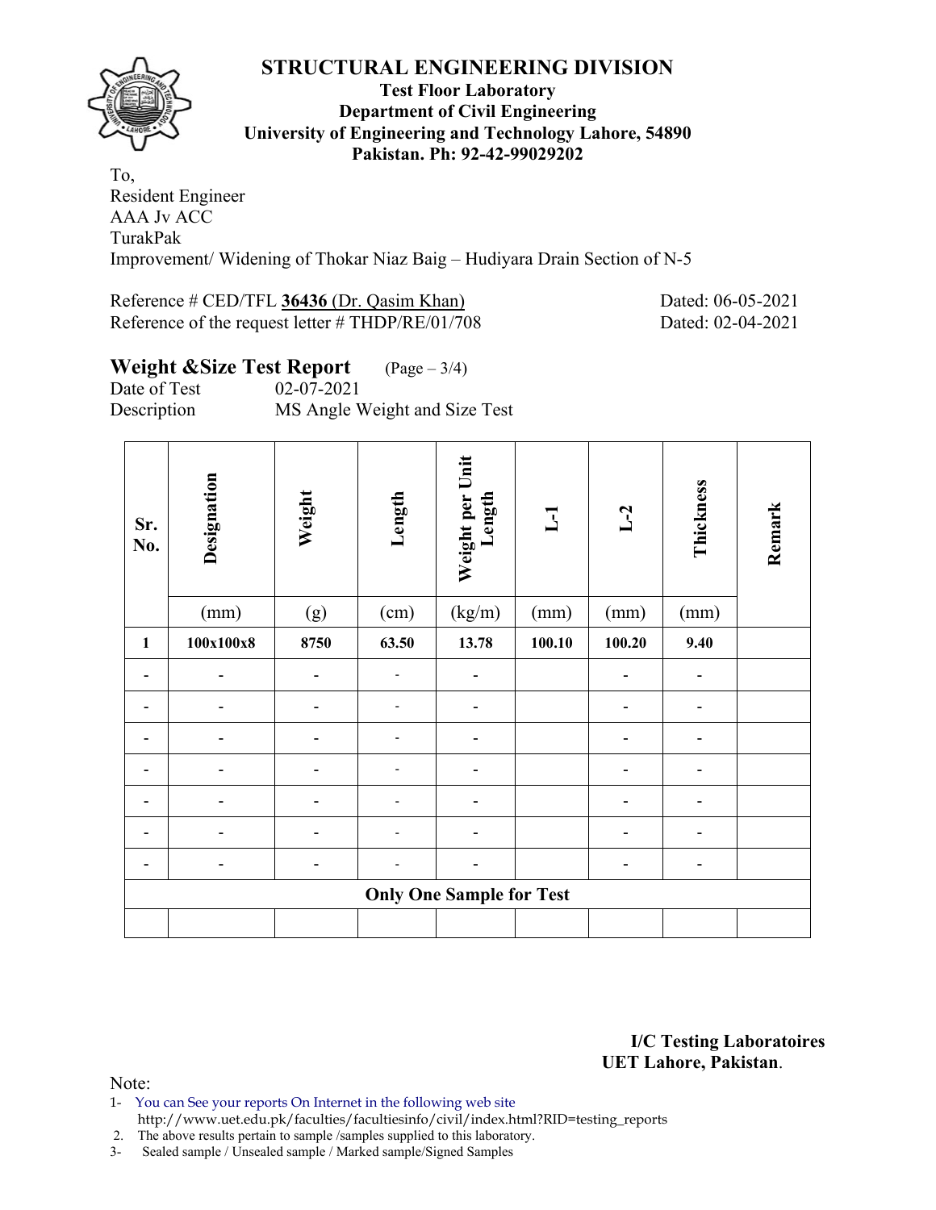# STRUCTURAL ENGINEERING DIVISION

**Test Floor Laboratory**
**Department of Civil Engineering**
**University of Engineering and Technology Lahore, 54890**
**Pakistan. Ph: 92-42-99029202**

To,
Resident Engineer
AAA Jv ACC
TurakPak
Improvement/ Widening of Thokar Niaz Baig – Hudiyara Drain Section of N-5

Reference # CED/TFL **36436** (Dr. Qasim Khan) Dated: 06-05-2021
Reference of the request letter # THDP/RE/01/708 Dated: 02-04-2021

## Weight &Size Test Report (Page – 3/4)

Date of Test 02-07-2021
Description MS Angle Weight and Size Test

| Sr. No. | Designation | Weight | Length | Weight per Unit Length | L-1 | L-2 | Thickness | Remark |
|---|---|---|---|---|---|---|---|---|
| | (mm) | (g) | (cm) | (kg/m) | (mm) | (mm) | (mm) | |
| **1** | **100x100x8** | **8750** | **63.50** | **13.78** | **100.10** | **100.20** | **9.40** | |
| - | - | - | - | - | | - | - | |
| - | - | - | - | - | | - | - | |
| - | - | - | - | - | | - | - | |
| - | - | - | - | - | | - | - | |
| - | - | - | - | - | | - | - | |
| - | - | - | - | - | | - | - | |
| - | - | - | - | - | | - | - | |
| **Only One Sample for Test** | | | | | | | | |
| | | | | | | | | |

**I/C Testing Laboratoires**
**UET Lahore, Pakistan**.

Note:
1- You can See your reports On Internet in the following web site
http://www.uet.edu.pk/faculties/facultiesinfo/civil/index.html?RID=testing_reports
2. The above results pertain to sample /samples supplied to this laboratory.
3- Sealed sample / Unsealed sample / Marked sample/Signed Samples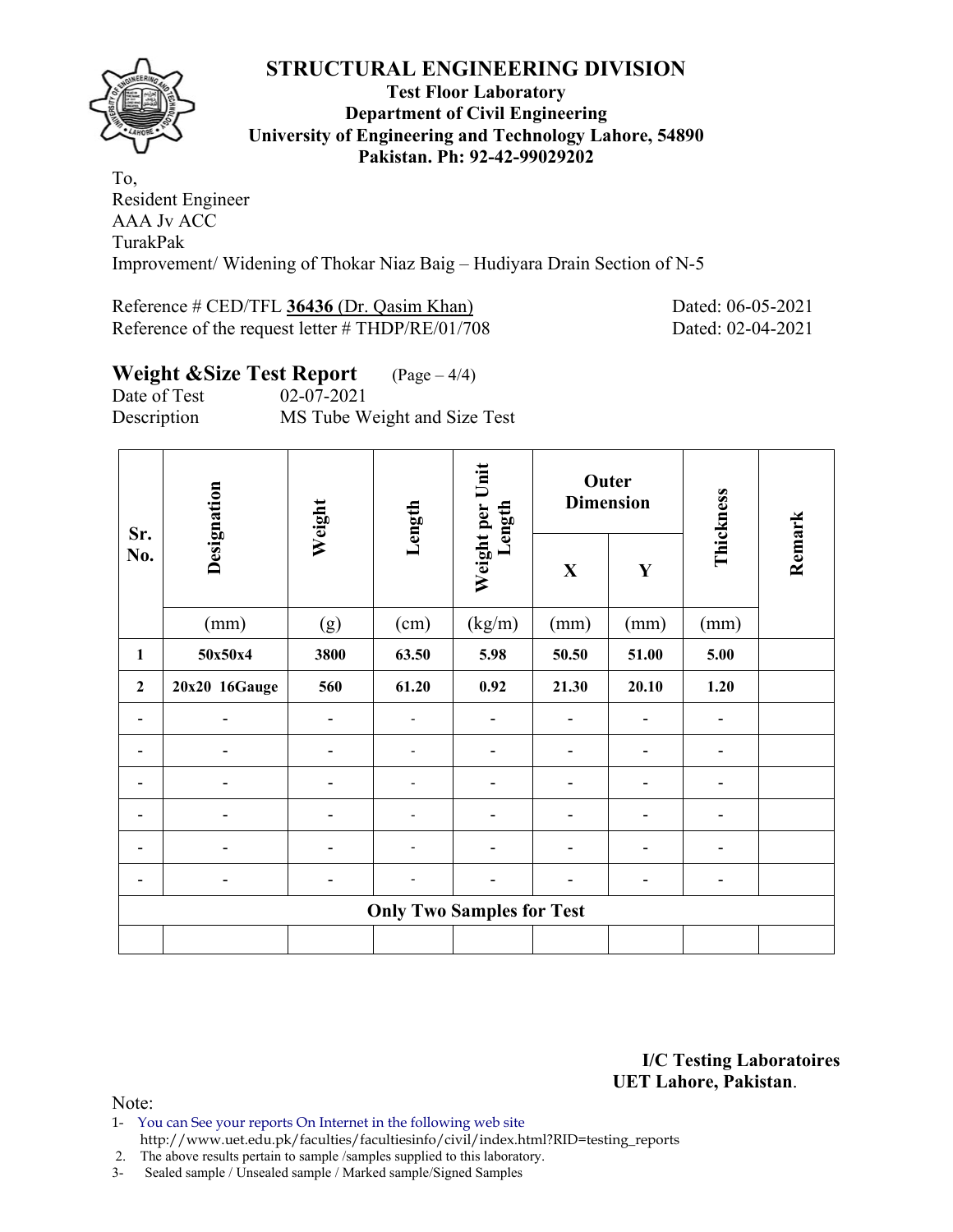# STRUCTURAL ENGINEERING DIVISION

**Test Floor Laboratory**
**Department of Civil Engineering**
**University of Engineering and Technology Lahore, 54890**
**Pakistan. Ph: 92-42-99029202**

To,
Resident Engineer
AAA Jv ACC
TurakPak
Improvement/ Widening of Thokar Niaz Baig – Hudiyara Drain Section of N-5

Reference # CED/TFL **36436** (Dr. Qasim Khan) Dated: 06-05-2021
Reference of the request letter # THDP/RE/01/708 Dated: 02-04-2021

## Weight &Size Test Report (Page – 4/4)

Date of Test 02-07-2021
Description MS Tube Weight and Size Test

| Sr. No. | Designation | Weight | Length | Weight per Unit Length | Outer Dimension | | Thickness | Remark |
|---|---|---|---|---|---|---|---|---|
| | | | | | X | Y | | |
| | (mm) | (g) | (cm) | (kg/m) | (mm) | (mm) | (mm) | |
| **1** | **50x50x4** | **3800** | **63.50** | **5.98** | **50.50** | **51.00** | **5.00** | |
| **2** | **20x20 16Gauge** | **560** | **61.20** | **0.92** | **21.30** | **20.10** | **1.20** | |
| - | - | - | - | - | - | - | - | |
| - | - | - | - | - | - | - | - | |
| - | - | - | - | - | - | - | - | |
| - | - | - | - | - | - | - | - | |
| - | - | - | - | - | - | - | - | |
| - | - | - | - | - | - | - | - | |
| **Only Two Samples for Test** | | | | | | | | |
| | | | | | | | | |

**I/C Testing Laboratoires**
**UET Lahore, Pakistan**.

Note:
1- You can See your reports On Internet in the following web site
http://www.uet.edu.pk/faculties/facultiesinfo/civil/index.html?RID=testing_reports
2. The above results pertain to sample /samples supplied to this laboratory.
3- Sealed sample / Unsealed sample / Marked sample/Signed Samples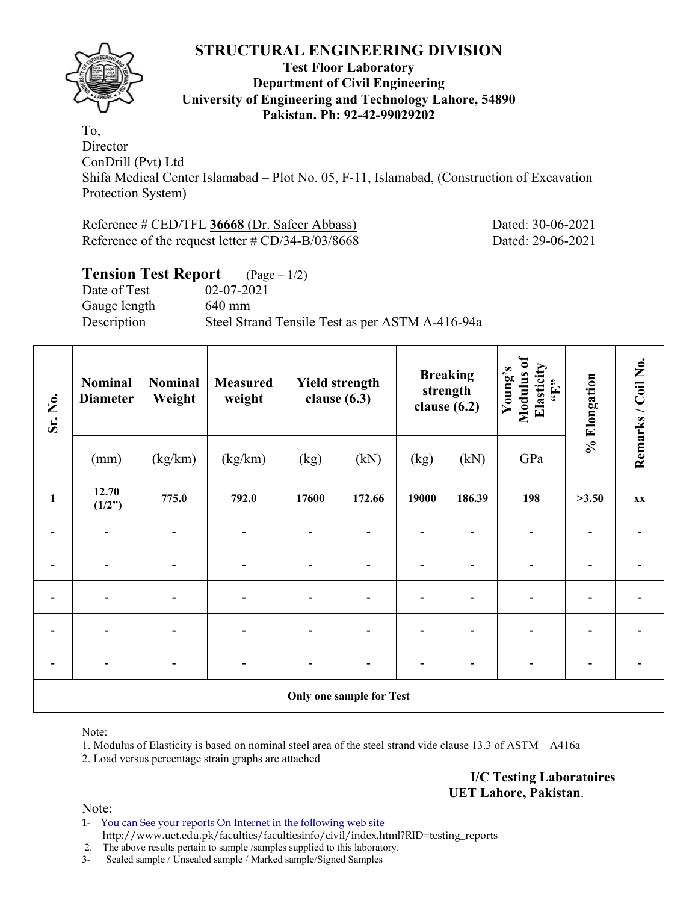# STRUCTURAL ENGINEERING DIVISION

**Test Floor Laboratory**
**Department of Civil Engineering**
**University of Engineering and Technology Lahore, 54890**
**Pakistan. Ph: 92-42-99029202**

To,
Director
ConDrill (Pvt) Ltd
Shifa Medical Center Islamabad – Plot No. 05, F-11, Islamabad, (Construction of Excavation Protection System)

Reference # CED/TFL **36668** (Dr. Safeer Abbass) Dated: 30-06-2021
Reference of the request letter # CD/34-B/03/8668 Dated: 29-06-2021

## Tension Test Report (Page – 1/2)

Date of Test 02-07-2021
Gauge length 640 mm
Description Steel Strand Tensile Test as per ASTM A-416-94a

| Sr. No. | Nominal Diameter | Nominal Weight | Measured weight | Yield strength clause (6.3) | | Breaking strength clause (6.2) | | Young's Modulus of Elasticity "E" | % Elongation | Remarks / Coil No. |
|---|---|---|---|---|---|---|---|---|---|---|
| | (mm) | (kg/km) | (kg/km) | (kg) | (kN) | (kg) | (kN) | GPa | | |
| **1** | **12.70 (1/2")** | **775.0** | **792.0** | **17600** | **172.66** | **19000** | **186.39** | **198** | **>3.50** | **xx** |
| - | - | - | - | - | - | - | - | - | - | - |
| - | - | - | - | - | - | - | - | - | - | - |
| - | - | - | - | - | - | - | - | - | - | - |
| - | - | - | - | - | - | - | - | - | - | - |
| - | - | - | - | - | - | - | - | - | - | - |
| **Only one sample for Test** | | | | | | | | | | |

Note:
1. Modulus of Elasticity is based on nominal steel area of the steel strand vide clause 13.3 of ASTM – A416a
2. Load versus percentage strain graphs are attached

**I/C Testing Laboratoires**
**UET Lahore, Pakistan**.

Note:
1- You can See your reports On Internet in the following web site http://www.uet.edu.pk/faculties/facultiesinfo/civil/index.html?RID=testing_reports
2. The above results pertain to sample /samples supplied to this laboratory.
3- Sealed sample / Unsealed sample / Marked sample/Signed Samples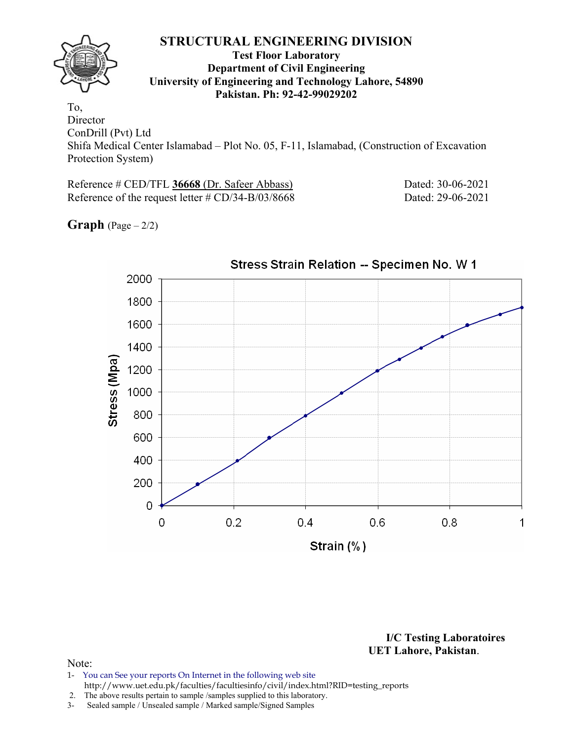# STRUCTURAL ENGINEERING DIVISION

**Test Floor Laboratory**
**Department of Civil Engineering**
**University of Engineering and Technology Lahore, 54890**
**Pakistan. Ph: 92-42-99029202**

To,
Director
ConDrill (Pvt) Ltd
Shifa Medical Center Islamabad – Plot No. 05, F-11, Islamabad, (Construction of Excavation Protection System)

Reference # CED/TFL **36668** (Dr. Safeer Abbass) Dated: 30-06-2021
Reference of the request letter # CD/34-B/03/8668 Dated: 29-06-2021

**Graph** (Page – 2/2)

Stress Strain Relation -- Specimen No. W 1

Stress (Mpa)

Strain (%)

**I/C Testing Laboratoires**
**UET Lahore, Pakistan.**

Note:
1- You can See your reports On Internet in the following web site
http://www.uet.edu.pk/faculties/facultiesinfo/civil/index.html?RID=testing_reports
2. The above results pertain to sample /samples supplied to this laboratory.
3- Sealed sample / Unsealed sample / Marked sample/Signed Samples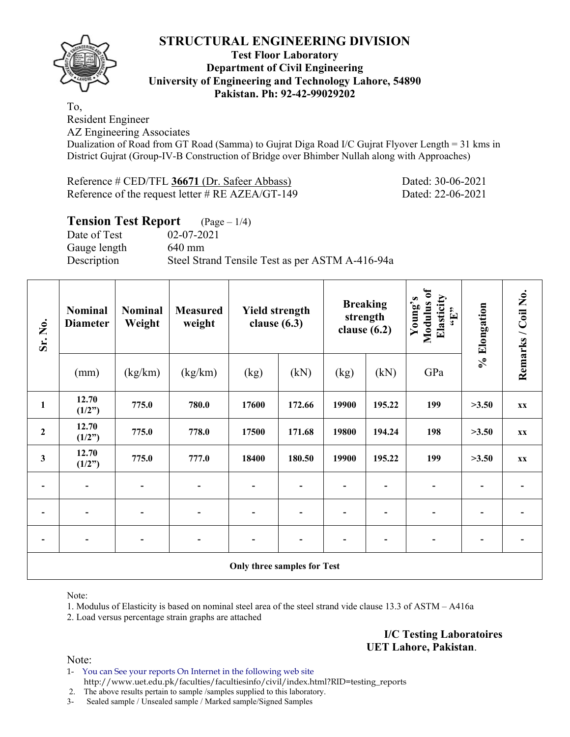# STRUCTURAL ENGINEERING DIVISION

**Test Floor Laboratory**
**Department of Civil Engineering**
**University of Engineering and Technology Lahore, 54890**
**Pakistan. Ph: 92-42-99029202**

To,
Resident Engineer
AZ Engineering Associates
Dualization of Road from GT Road (Samma) to Gujrat Diga Road I/C Gujrat Flyover Length = 31 kms in District Gujrat (Group-IV-B Construction of Bridge over Bhimber Nullah along with Approaches)

Reference # CED/TFL **36671** (Dr. Safeer Abbass) Dated: 30-06-2021
Reference of the request letter # RE AZEA/GT-149 Dated: 22-06-2021

## Tension Test Report (Page – 1/4)

Date of Test 02-07-2021
Gauge length 640 mm
Description Steel Strand Tensile Test as per ASTM A-416-94a

| Sr. No. | Nominal Diameter | Nominal Weight | Measured weight | Yield strength clause (6.3) | | Breaking strength clause (6.2) | | Young's Modulus of Elasticity "E" | % Elongation | Remarks / Coil No. |
|---|---|---|---|---|---|---|---|---|---|---|
| | (mm) | (kg/km) | (kg/km) | (kg) | (kN) | (kg) | (kN) | GPa | | |
| **1** | **12.70 (1/2")** | **775.0** | **780.0** | **17600** | **172.66** | **19900** | **195.22** | **199** | **>3.50** | **xx** |
| **2** | **12.70 (1/2")** | **775.0** | **778.0** | **17500** | **171.68** | **19800** | **194.24** | **198** | **>3.50** | **xx** |
| **3** | **12.70 (1/2")** | **775.0** | **777.0** | **18400** | **180.50** | **19900** | **195.22** | **199** | **>3.50** | **xx** |
| - | - | - | - | - | - | - | - | - | - | - |
| - | - | - | - | - | - | - | - | - | - | - |
| - | - | - | - | - | - | - | - | - | - | - |
| **Only three samples for Test** | | | | | | | | | | |

Note:
1. Modulus of Elasticity is based on nominal steel area of the steel strand vide clause 13.3 of ASTM – A416a
2. Load versus percentage strain graphs are attached

**I/C Testing Laboratoires**
**UET Lahore, Pakistan**.

Note:
1- You can See your reports On Internet in the following web site
http://www.uet.edu.pk/faculties/facultiesinfo/civil/index.html?RID=testing_reports
2. The above results pertain to sample /samples supplied to this laboratory.
3- Sealed sample / Unsealed sample / Marked sample/Signed Samples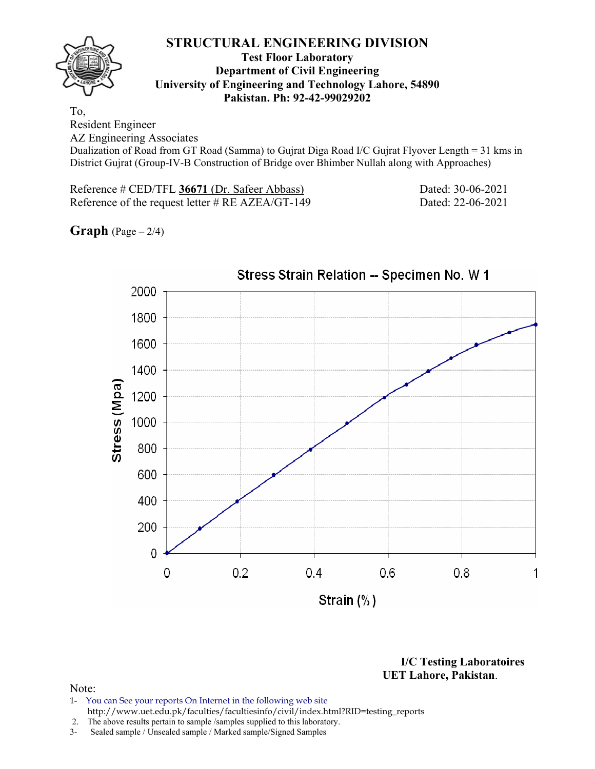# STRUCTURAL ENGINEERING DIVISION

**Test Floor Laboratory**
**Department of Civil Engineering**
**University of Engineering and Technology Lahore, 54890**
**Pakistan. Ph: 92-42-99029202**

To,
Resident Engineer
AZ Engineering Associates
Dualization of Road from GT Road (Samma) to Gujrat Diga Road I/C Gujrat Flyover Length = 31 kms in District Gujrat (Group-IV-B Construction of Bridge over Bhimber Nullah along with Approaches)

Reference # CED/TFL **36671** (Dr. Safeer Abbass) Dated: 30-06-2021
Reference of the request letter # RE AZEA/GT-149 Dated: 22-06-2021

**Graph** (Page – 2/4)

Stress Strain Relation -- Specimen No. W 1

Stress (Mpa)

Strain (%)

**I/C Testing Laboratoires**
**UET Lahore, Pakistan**.

Note:
1- You can See your reports On Internet in the following web site
http://www.uet.edu.pk/faculties/facultiesinfo/civil/index.html?RID=testing_reports
2. The above results pertain to sample /samples supplied to this laboratory.
3- Sealed sample / Unsealed sample / Marked sample/Signed Samples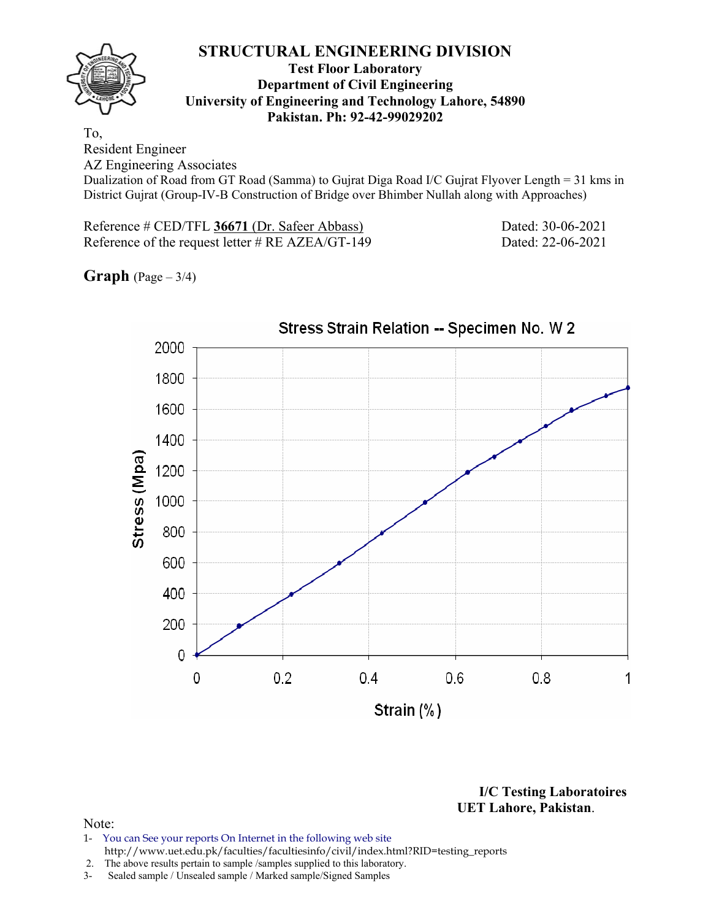# STRUCTURAL ENGINEERING DIVISION

**Test Floor Laboratory**
**Department of Civil Engineering**
**University of Engineering and Technology Lahore, 54890**
**Pakistan. Ph: 92-42-99029202**

To,
Resident Engineer
AZ Engineering Associates
Dualization of Road from GT Road (Samma) to Gujrat Diga Road I/C Gujrat Flyover Length = 31 kms in District Gujrat (Group-IV-B Construction of Bridge over Bhimber Nullah along with Approaches)

Reference # CED/TFL **36671** (Dr. Safeer Abbass) Dated: 30-06-2021
Reference of the request letter # RE AZEA/GT-149 Dated: 22-06-2021

**Graph** (Page – 3/4)

Stress Strain Relation -- Specimen No. W 2

Stress (Mpa)

Strain (%)

**I/C Testing Laboratoires**
**UET Lahore, Pakistan**.

Note:
1- You can See your reports On Internet in the following web site
http://www.uet.edu.pk/faculties/facultiesinfo/civil/index.html?RID=testing_reports
2. The above results pertain to sample /samples supplied to this laboratory.
3- Sealed sample / Unsealed sample / Marked sample/Signed Samples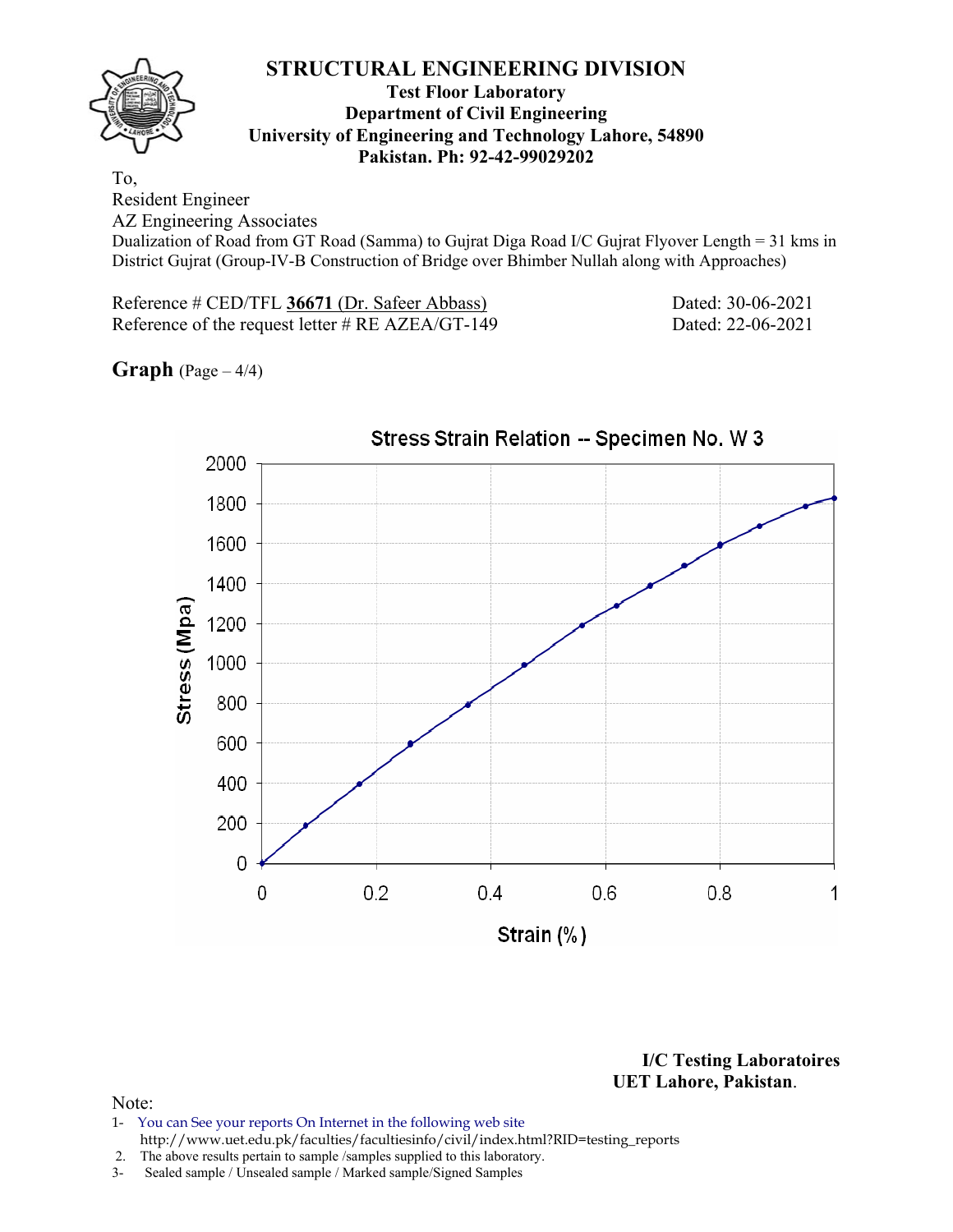# STRUCTURAL ENGINEERING DIVISION

**Test Floor Laboratory**
**Department of Civil Engineering**
**University of Engineering and Technology Lahore, 54890**
**Pakistan. Ph: 92-42-99029202**

To,
Resident Engineer
AZ Engineering Associates
Dualization of Road from GT Road (Samma) to Gujrat Diga Road I/C Gujrat Flyover Length = 31 kms in District Gujrat (Group-IV-B Construction of Bridge over Bhimber Nullah along with Approaches)

Reference # CED/TFL **36671** (Dr. Safeer Abbass) Dated: 30-06-2021
Reference of the request letter # RE AZEA/GT-149 Dated: 22-06-2021

**Graph** (Page – 4/4)

Stress Strain Relation -- Specimen No. W 3

Stress (Mpa) vs. Strain (%)

**I/C Testing Laboratoires**
**UET Lahore, Pakistan.**

Note:
1- You can See your reports On Internet in the following web site http://www.uet.edu.pk/faculties/facultiesinfo/civil/index.html?RID=testing_reports
2. The above results pertain to sample /samples supplied to this laboratory.
3- Sealed sample / Unsealed sample / Marked sample/Signed Samples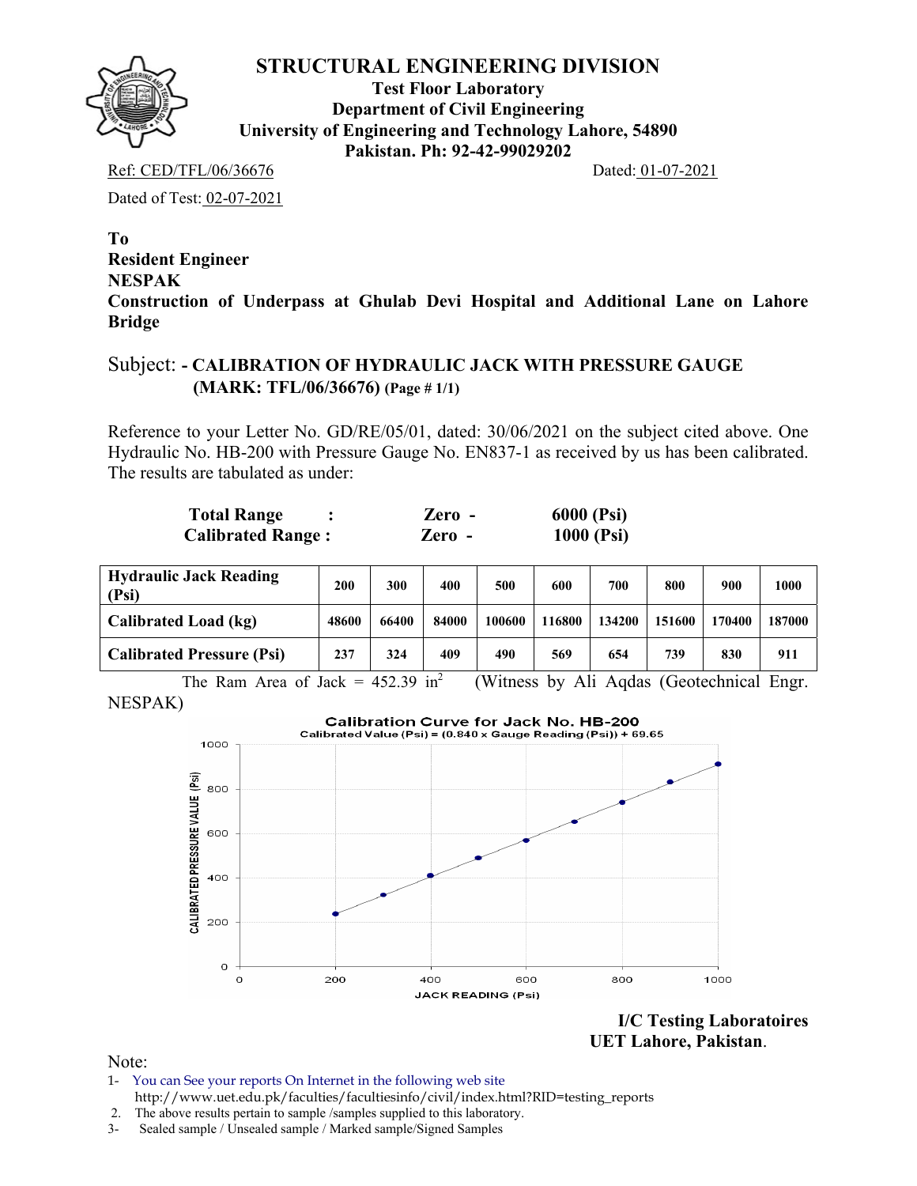# STRUCTURAL ENGINEERING DIVISION

**Test Floor Laboratory**
**Department of Civil Engineering**
**University of Engineering and Technology Lahore, 54890**
**Pakistan. Ph: 92-42-99029202**

Ref: CED/TFL/06/36676 Dated: 01-07-2021

Dated of Test: 02-07-2021

**To**
**Resident Engineer**
**NESPAK**
**Construction of Underpass at Ghulab Devi Hospital and Additional Lane on Lahore Bridge**

## Subject: - CALIBRATION OF HYDRAULIC JACK WITH PRESSURE GAUGE (MARK: TFL/06/36676) (Page # 1/1)

Reference to your Letter No. GD/RE/05/01, dated: 30/06/2021 on the subject cited above. One Hydraulic No. HB-200 with Pressure Gauge No. EN837-1 as received by us has been calibrated. The results are tabulated as under:

| | | |
|---|---|---|
| **Total Range :** | **Zero -** | **6000 (Psi)** |
| **Calibrated Range :** | **Zero -** | **1000 (Psi)** |

| **Hydraulic Jack Reading (Psi)** | **200** | **300** | **400** | **500** | **600** | **700** | **800** | **900** | **1000** |
|---|---|---|---|---|---|---|---|---|---|
| **Calibrated Load (kg)** | 48600 | 66400 | 84000 | 100600 | 116800 | 134200 | 151600 | 170400 | 187000 |
| **Calibrated Pressure (Psi)** | 237 | 324 | 409 | 490 | 569 | 654 | 739 | 830 | 911 |

The Ram Area of Jack = 452.39 $in^2$ (Witness by Ali Aqdas (Geotechnical Engr. NESPAK)

**Calibration Curve for Jack No. HB-200**
Calibrated Value (Psi) = (0.840 x Gauge Reading (Psi)) + 69.65

**I/C Testing Laboratoires**
**UET Lahore, Pakistan.**

Note:

1- You can See your reports On Internet in the following web site
http://www.uet.edu.pk/faculties/facultiesinfo/civil/index.html?RID=testing_reports
2. The above results pertain to sample /samples supplied to this laboratory.
3- Sealed sample / Unsealed sample / Marked sample/Signed Samples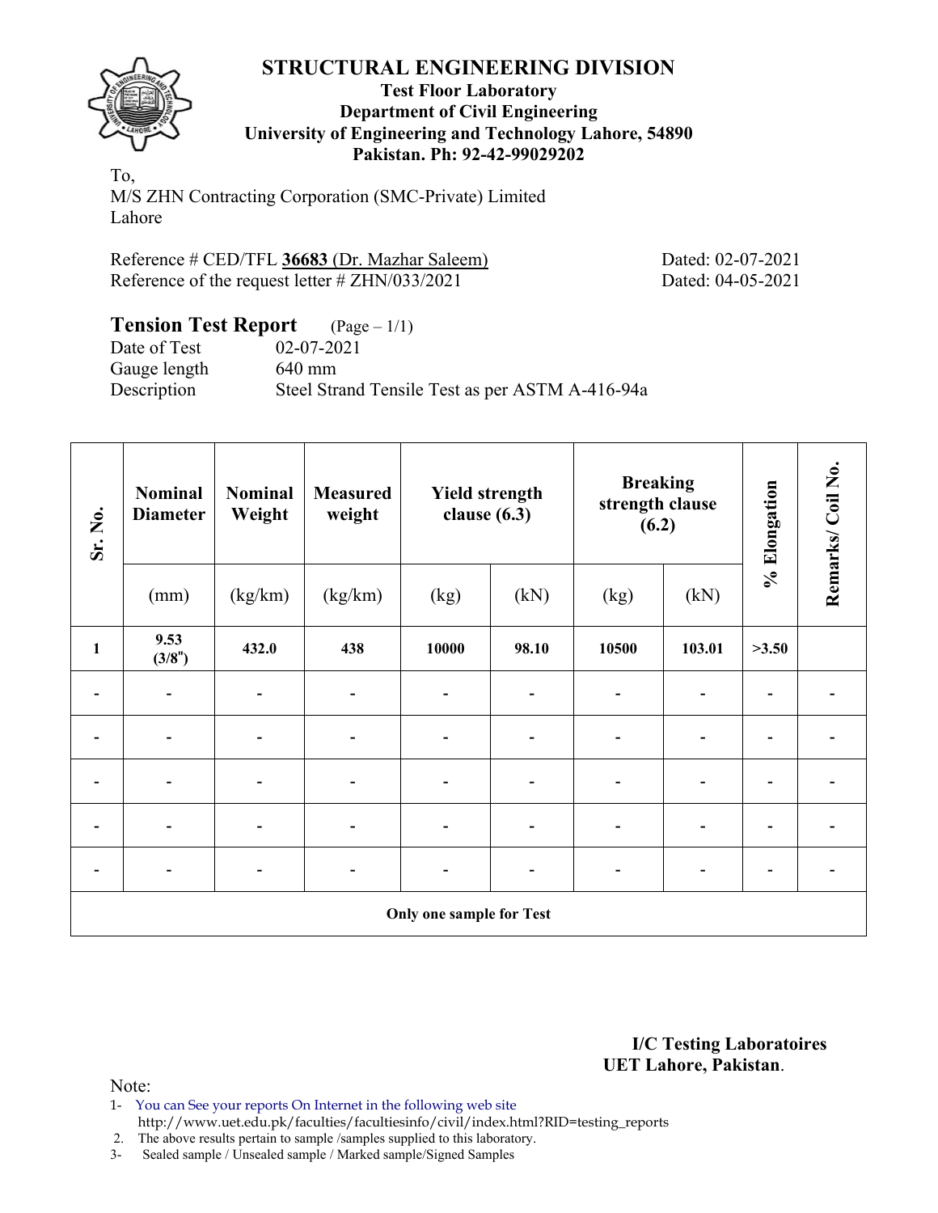# STRUCTURAL ENGINEERING DIVISION

**Test Floor Laboratory**
**Department of Civil Engineering**
**University of Engineering and Technology Lahore, 54890**
**Pakistan. Ph: 92-42-99029202**

To,
M/S ZHN Contracting Corporation (SMC-Private) Limited
Lahore

Reference # CED/TFL **36683** (Dr. Mazhar Saleem) Dated: 02-07-2021
Reference of the request letter # ZHN/033/2021 Dated: 04-05-2021

## Tension Test Report (Page – 1/1)

Date of Test 02-07-2021
Gauge length 640 mm
Description Steel Strand Tensile Test as per ASTM A-416-94a

| Sr. No. | Nominal Diameter | Nominal Weight | Measured weight | Yield strength clause (6.3) | | Breaking strength clause (6.2) | | % Elongation | Remarks/ Coil No. |
|---|---|---|---|---|---|---|---|---|---|
| | (mm) | (kg/km) | (kg/km) | (kg) | (kN) | (kg) | (kN) | | |
| **1** | **9.53 (3/8")** | **432.0** | **438** | **10000** | **98.10** | **10500** | **103.01** | **>3.50** | |
| - | - | - | - | - | - | - | - | - | - |
| - | - | - | - | - | - | - | - | - | - |
| - | - | - | - | - | - | - | - | - | - |
| - | - | - | - | - | - | - | - | - | - |
| - | - | - | - | - | - | - | - | - | - |
| **Only one sample for Test** | | | | | | | | | |

**I/C Testing Laboratoires**
**UET Lahore, Pakistan**.

Note:
1- You can See your reports On Internet in the following web site
http://www.uet.edu.pk/faculties/facultiesinfo/civil/index.html?RID=testing_reports
2. The above results pertain to sample /samples supplied to this laboratory.
3- Sealed sample / Unsealed sample / Marked sample/Signed Samples